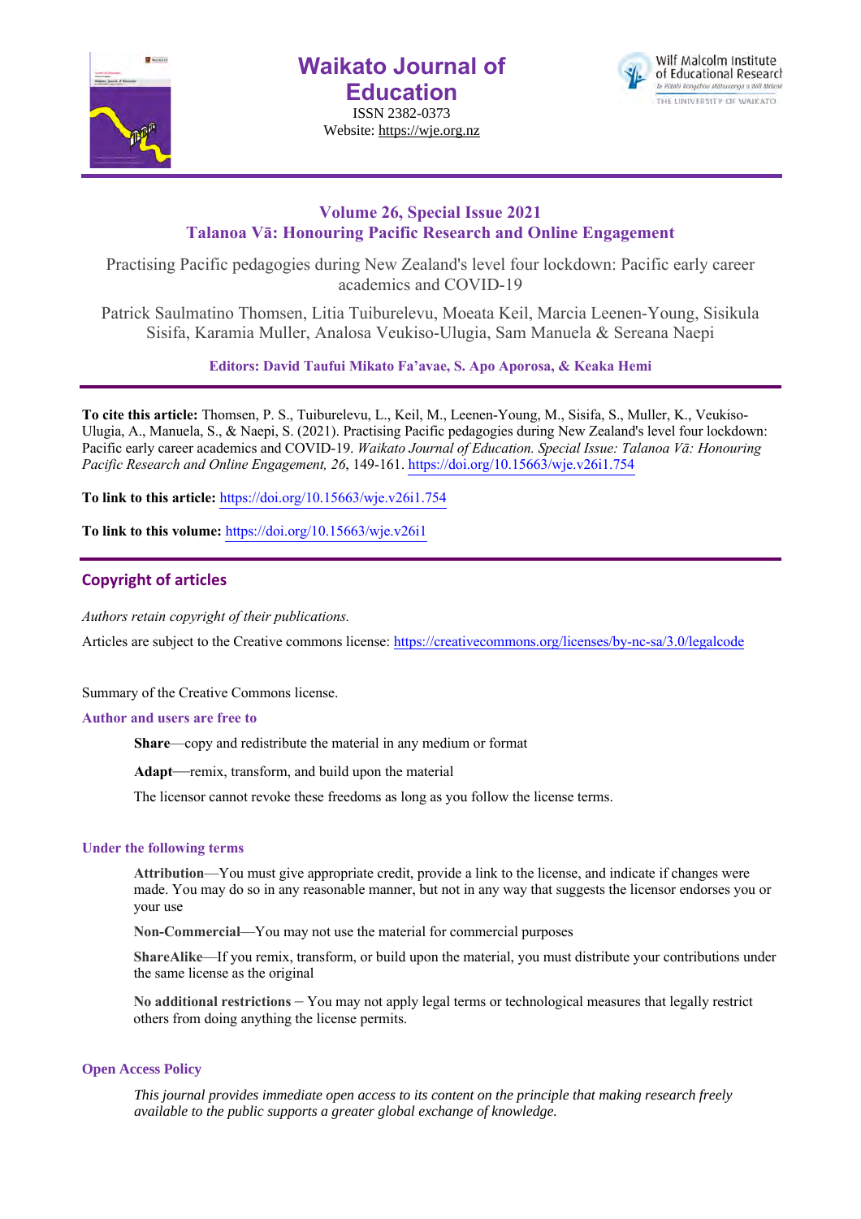# Waikato Journal of Education

ISSN 2382-0373

Website: https://wje.org.nz

## Volume 26, Special Issue 2021
## Talanoa Vā: Honouring Pacific Research and Online Engagement

Practising Pacific pedagogies during New Zealand's level four lockdown: Pacific early career academics and COVID-19

Patrick Saulmatino Thomsen, Litia Tuiburelevu, Moeata Keil, Marcia Leenen-Young, Sisikula Sisifa, Karamia Muller, Analosa Veukiso-Ulugia, Sam Manuela & Sereana Naepi

**Editors: David Taufui Mikato Fa'avae, S. Apo Aporosa, & Keaka Hemi**

**To cite this article:** Thomsen, P. S., Tuiburelevu, L., Keil, M., Leenen-Young, M., Sisifa, S., Muller, K., Veukiso-Ulugia, A., Manuela, S., & Naepi, S. (2021). Practising Pacific pedagogies during New Zealand's level four lockdown: Pacific early career academics and COVID-19. *Waikato Journal of Education. Special Issue: Talanoa Vā: Honouring Pacific Research and Online Engagement, 26*, 149-161. https://doi.org/10.15663/wje.v26i1.754

**To link to this article:** https://doi.org/10.15663/wje.v26i1.754

**To link to this volume:** https://doi.org/10.15663/wje.v26i1

## Copyright of articles

*Authors retain copyright of their publications.*

Articles are subject to the Creative commons license: https://creativecommons.org/licenses/by-nc-sa/3.0/legalcode

Summary of the Creative Commons license.

**Author and users are free to**

**Share**—copy and redistribute the material in any medium or format

**Adapt**—remix, transform, and build upon the material

The licensor cannot revoke these freedoms as long as you follow the license terms.

**Under the following terms**

**Attribution**—You must give appropriate credit, provide a link to the license, and indicate if changes were made. You may do so in any reasonable manner, but not in any way that suggests the licensor endorses you or your use

**Non-Commercial**—You may not use the material for commercial purposes

**ShareAlike**—If you remix, transform, or build upon the material, you must distribute your contributions under the same license as the original

**No additional restrictions** – You may not apply legal terms or technological measures that legally restrict others from doing anything the license permits.

**Open Access Policy**

*This journal provides immediate open access to its content on the principle that making research freely available to the public supports a greater global exchange of knowledge.*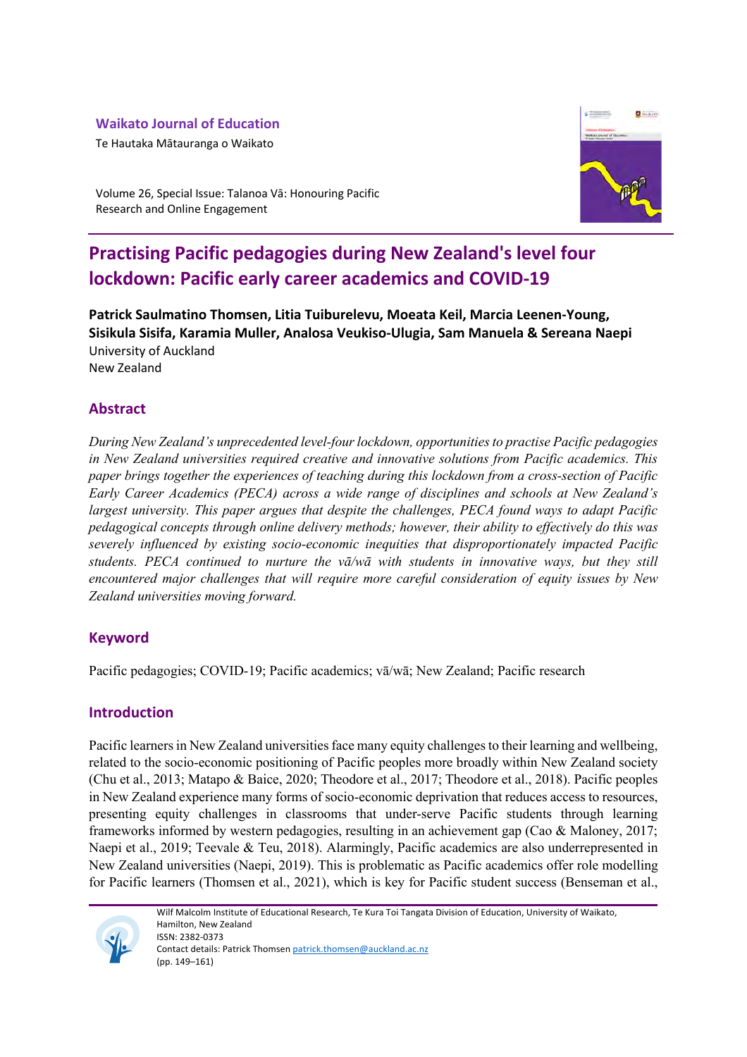**Waikato Journal of Education**

Te Hautaka Mātauranga o Waikato

Volume 26, Special Issue: Talanoa Vā: Honouring Pacific Research and Online Engagement

# Practising Pacific pedagogies during New Zealand's level four lockdown: Pacific early career academics and COVID-19

**Patrick Saulmatino Thomsen, Litia Tuiburelevu, Moeata Keil, Marcia Leenen-Young, Sisikula Sisifa, Karamia Muller, Analosa Veukiso-Ulugia, Sam Manuela & Sereana Naepi**

University of Auckland

New Zealand

## Abstract

*During New Zealand's unprecedented level-four lockdown, opportunities to practise Pacific pedagogies in New Zealand universities required creative and innovative solutions from Pacific academics. This paper brings together the experiences of teaching during this lockdown from a cross-section of Pacific Early Career Academics (PECA) across a wide range of disciplines and schools at New Zealand's largest university. This paper argues that despite the challenges, PECA found ways to adapt Pacific pedagogical concepts through online delivery methods; however, their ability to effectively do this was severely influenced by existing socio-economic inequities that disproportionately impacted Pacific students. PECA continued to nurture the vā/wā with students in innovative ways, but they still encountered major challenges that will require more careful consideration of equity issues by New Zealand universities moving forward.*

## Keyword

Pacific pedagogies; COVID-19; Pacific academics; vā/wā; New Zealand; Pacific research

## Introduction

Pacific learners in New Zealand universities face many equity challenges to their learning and wellbeing, related to the socio-economic positioning of Pacific peoples more broadly within New Zealand society (Chu et al., 2013; Matapo & Baice, 2020; Theodore et al., 2017; Theodore et al., 2018). Pacific peoples in New Zealand experience many forms of socio-economic deprivation that reduces access to resources, presenting equity challenges in classrooms that under-serve Pacific students through learning frameworks informed by western pedagogies, resulting in an achievement gap (Cao & Maloney, 2017; Naepi et al., 2019; Teevale & Teu, 2018). Alarmingly, Pacific academics are also underrepresented in New Zealand universities (Naepi, 2019). This is problematic as Pacific academics offer role modelling for Pacific learners (Thomsen et al., 2021), which is key for Pacific student success (Benseman et al.,

Wilf Malcolm Institute of Educational Research, Te Kura Toi Tangata Division of Education, University of Waikato, Hamilton, New Zealand

ISSN: 2382-0373

Contact details: Patrick Thomsen patrick.thomsen@auckland.ac.nz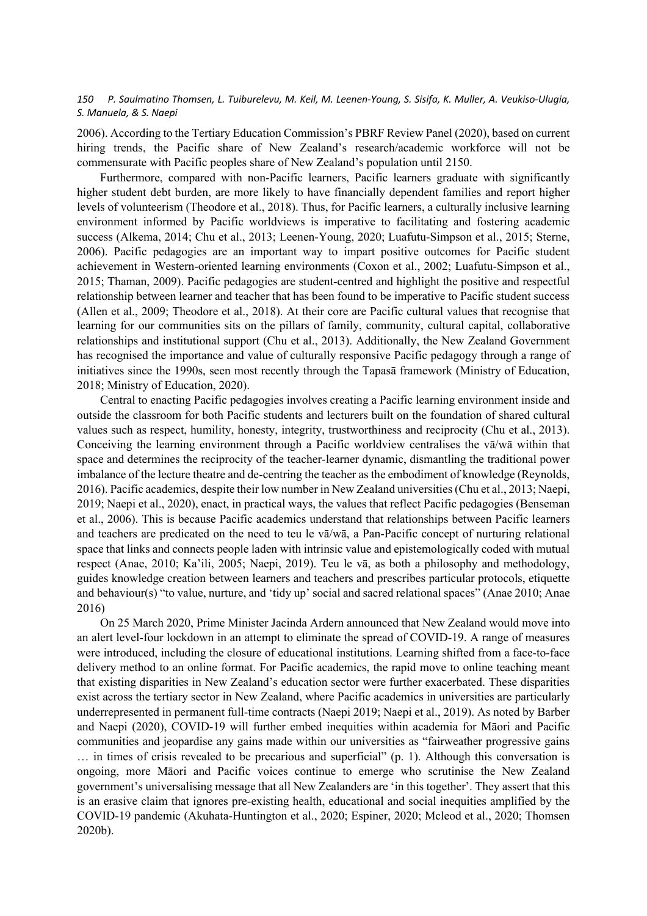2006). According to the Tertiary Education Commission's PBRF Review Panel (2020), based on current hiring trends, the Pacific share of New Zealand's research/academic workforce will not be commensurate with Pacific peoples share of New Zealand's population until 2150.

Furthermore, compared with non-Pacific learners, Pacific learners graduate with significantly higher student debt burden, are more likely to have financially dependent families and report higher levels of volunteerism (Theodore et al., 2018). Thus, for Pacific learners, a culturally inclusive learning environment informed by Pacific worldviews is imperative to facilitating and fostering academic success (Alkema, 2014; Chu et al., 2013; Leenen-Young, 2020; Luafutu-Simpson et al., 2015; Sterne, 2006). Pacific pedagogies are an important way to impart positive outcomes for Pacific student achievement in Western-oriented learning environments (Coxon et al., 2002; Luafutu-Simpson et al., 2015; Thaman, 2009). Pacific pedagogies are student-centred and highlight the positive and respectful relationship between learner and teacher that has been found to be imperative to Pacific student success (Allen et al., 2009; Theodore et al., 2018). At their core are Pacific cultural values that recognise that learning for our communities sits on the pillars of family, community, cultural capital, collaborative relationships and institutional support (Chu et al., 2013). Additionally, the New Zealand Government has recognised the importance and value of culturally responsive Pacific pedagogy through a range of initiatives since the 1990s, seen most recently through the Tapasā framework (Ministry of Education, 2018; Ministry of Education, 2020).

Central to enacting Pacific pedagogies involves creating a Pacific learning environment inside and outside the classroom for both Pacific students and lecturers built on the foundation of shared cultural values such as respect, humility, honesty, integrity, trustworthiness and reciprocity (Chu et al., 2013). Conceiving the learning environment through a Pacific worldview centralises the vā/wā within that space and determines the reciprocity of the teacher-learner dynamic, dismantling the traditional power imbalance of the lecture theatre and de-centring the teacher as the embodiment of knowledge (Reynolds, 2016). Pacific academics, despite their low number in New Zealand universities (Chu et al., 2013; Naepi, 2019; Naepi et al., 2020), enact, in practical ways, the values that reflect Pacific pedagogies (Benseman et al., 2006). This is because Pacific academics understand that relationships between Pacific learners and teachers are predicated on the need to teu le vā/wā, a Pan-Pacific concept of nurturing relational space that links and connects people laden with intrinsic value and epistemologically coded with mutual respect (Anae, 2010; Ka'ili, 2005; Naepi, 2019). Teu le vā, as both a philosophy and methodology, guides knowledge creation between learners and teachers and prescribes particular protocols, etiquette and behaviour(s) "to value, nurture, and 'tidy up' social and sacred relational spaces" (Anae 2010; Anae 2016)

On 25 March 2020, Prime Minister Jacinda Ardern announced that New Zealand would move into an alert level-four lockdown in an attempt to eliminate the spread of COVID-19. A range of measures were introduced, including the closure of educational institutions. Learning shifted from a face-to-face delivery method to an online format. For Pacific academics, the rapid move to online teaching meant that existing disparities in New Zealand's education sector were further exacerbated. These disparities exist across the tertiary sector in New Zealand, where Pacific academics in universities are particularly underrepresented in permanent full-time contracts (Naepi 2019; Naepi et al., 2019). As noted by Barber and Naepi (2020), COVID-19 will further embed inequities within academia for Māori and Pacific communities and jeopardise any gains made within our universities as "fairweather progressive gains … in times of crisis revealed to be precarious and superficial" (p. 1). Although this conversation is ongoing, more Māori and Pacific voices continue to emerge who scrutinise the New Zealand government's universalising message that all New Zealanders are 'in this together'. They assert that this is an erasive claim that ignores pre-existing health, educational and social inequities amplified by the COVID-19 pandemic (Akuhata-Huntington et al., 2020; Espiner, 2020; Mcleod et al., 2020; Thomsen 2020b).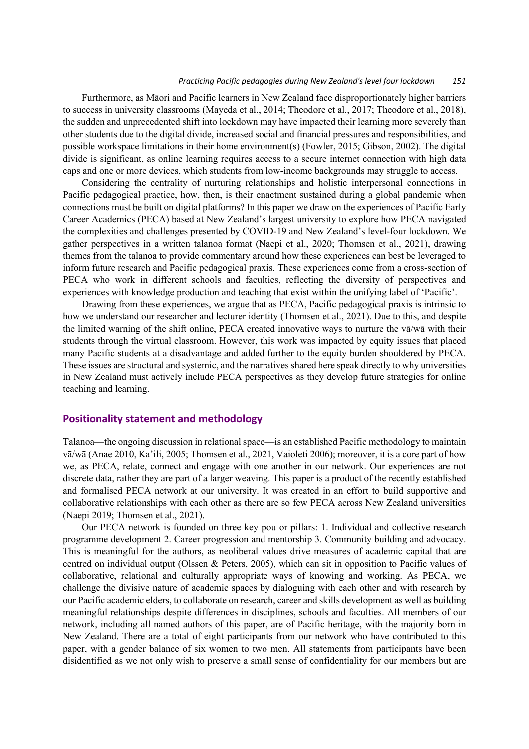Furthermore, as Māori and Pacific learners in New Zealand face disproportionately higher barriers to success in university classrooms (Mayeda et al., 2014; Theodore et al., 2017; Theodore et al., 2018), the sudden and unprecedented shift into lockdown may have impacted their learning more severely than other students due to the digital divide, increased social and financial pressures and responsibilities, and possible workspace limitations in their home environment(s) (Fowler, 2015; Gibson, 2002). The digital divide is significant, as online learning requires access to a secure internet connection with high data caps and one or more devices, which students from low-income backgrounds may struggle to access.

Considering the centrality of nurturing relationships and holistic interpersonal connections in Pacific pedagogical practice, how, then, is their enactment sustained during a global pandemic when connections must be built on digital platforms? In this paper we draw on the experiences of Pacific Early Career Academics (PECA) based at New Zealand's largest university to explore how PECA navigated the complexities and challenges presented by COVID-19 and New Zealand's level-four lockdown. We gather perspectives in a written talanoa format (Naepi et al., 2020; Thomsen et al., 2021), drawing themes from the talanoa to provide commentary around how these experiences can best be leveraged to inform future research and Pacific pedagogical praxis. These experiences come from a cross-section of PECA who work in different schools and faculties, reflecting the diversity of perspectives and experiences with knowledge production and teaching that exist within the unifying label of 'Pacific'.

Drawing from these experiences, we argue that as PECA, Pacific pedagogical praxis is intrinsic to how we understand our researcher and lecturer identity (Thomsen et al., 2021). Due to this, and despite the limited warning of the shift online, PECA created innovative ways to nurture the vā/wā with their students through the virtual classroom. However, this work was impacted by equity issues that placed many Pacific students at a disadvantage and added further to the equity burden shouldered by PECA. These issues are structural and systemic, and the narratives shared here speak directly to why universities in New Zealand must actively include PECA perspectives as they develop future strategies for online teaching and learning.

## Positionality statement and methodology

Talanoa—the ongoing discussion in relational space—is an established Pacific methodology to maintain vā/wā (Anae 2010, Ka'ili, 2005; Thomsen et al., 2021, Vaioleti 2006); moreover, it is a core part of how we, as PECA, relate, connect and engage with one another in our network. Our experiences are not discrete data, rather they are part of a larger weaving. This paper is a product of the recently established and formalised PECA network at our university. It was created in an effort to build supportive and collaborative relationships with each other as there are so few PECA across New Zealand universities (Naepi 2019; Thomsen et al., 2021).

Our PECA network is founded on three key pou or pillars: 1. Individual and collective research programme development 2. Career progression and mentorship 3. Community building and advocacy. This is meaningful for the authors, as neoliberal values drive measures of academic capital that are centred on individual output (Olssen & Peters, 2005), which can sit in opposition to Pacific values of collaborative, relational and culturally appropriate ways of knowing and working. As PECA, we challenge the divisive nature of academic spaces by dialoguing with each other and with research by our Pacific academic elders, to collaborate on research, career and skills development as well as building meaningful relationships despite differences in disciplines, schools and faculties. All members of our network, including all named authors of this paper, are of Pacific heritage, with the majority born in New Zealand. There are a total of eight participants from our network who have contributed to this paper, with a gender balance of six women to two men. All statements from participants have been disidentified as we not only wish to preserve a small sense of confidentiality for our members but are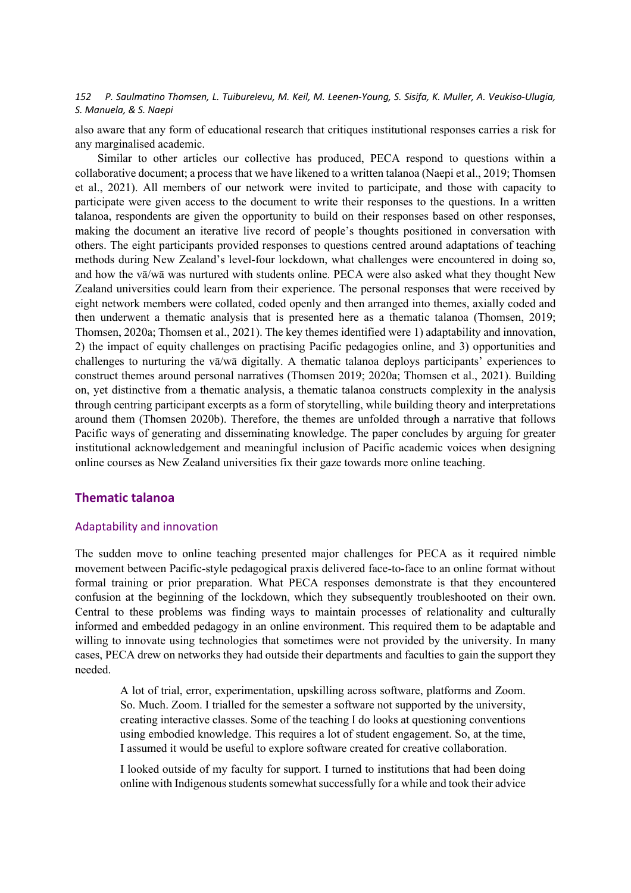also aware that any form of educational research that critiques institutional responses carries a risk for any marginalised academic.

Similar to other articles our collective has produced, PECA respond to questions within a collaborative document; a process that we have likened to a written talanoa (Naepi et al., 2019; Thomsen et al., 2021). All members of our network were invited to participate, and those with capacity to participate were given access to the document to write their responses to the questions. In a written talanoa, respondents are given the opportunity to build on their responses based on other responses, making the document an iterative live record of people's thoughts positioned in conversation with others. The eight participants provided responses to questions centred around adaptations of teaching methods during New Zealand's level-four lockdown, what challenges were encountered in doing so, and how the vā/wā was nurtured with students online. PECA were also asked what they thought New Zealand universities could learn from their experience. The personal responses that were received by eight network members were collated, coded openly and then arranged into themes, axially coded and then underwent a thematic analysis that is presented here as a thematic talanoa (Thomsen, 2019; Thomsen, 2020a; Thomsen et al., 2021). The key themes identified were 1) adaptability and innovation, 2) the impact of equity challenges on practising Pacific pedagogies online, and 3) opportunities and challenges to nurturing the vā/wā digitally. A thematic talanoa deploys participants' experiences to construct themes around personal narratives (Thomsen 2019; 2020a; Thomsen et al., 2021). Building on, yet distinctive from a thematic analysis, a thematic talanoa constructs complexity in the analysis through centring participant excerpts as a form of storytelling, while building theory and interpretations around them (Thomsen 2020b). Therefore, the themes are unfolded through a narrative that follows Pacific ways of generating and disseminating knowledge. The paper concludes by arguing for greater institutional acknowledgement and meaningful inclusion of Pacific academic voices when designing online courses as New Zealand universities fix their gaze towards more online teaching.

## Thematic talanoa

### Adaptability and innovation

The sudden move to online teaching presented major challenges for PECA as it required nimble movement between Pacific-style pedagogical praxis delivered face-to-face to an online format without formal training or prior preparation. What PECA responses demonstrate is that they encountered confusion at the beginning of the lockdown, which they subsequently troubleshooted on their own. Central to these problems was finding ways to maintain processes of relationality and culturally informed and embedded pedagogy in an online environment. This required them to be adaptable and willing to innovate using technologies that sometimes were not provided by the university. In many cases, PECA drew on networks they had outside their departments and faculties to gain the support they needed.

> A lot of trial, error, experimentation, upskilling across software, platforms and Zoom. So. Much. Zoom. I trialled for the semester a software not supported by the university, creating interactive classes. Some of the teaching I do looks at questioning conventions using embodied knowledge. This requires a lot of student engagement. So, at the time, I assumed it would be useful to explore software created for creative collaboration.
>
> I looked outside of my faculty for support. I turned to institutions that had been doing online with Indigenous students somewhat successfully for a while and took their advice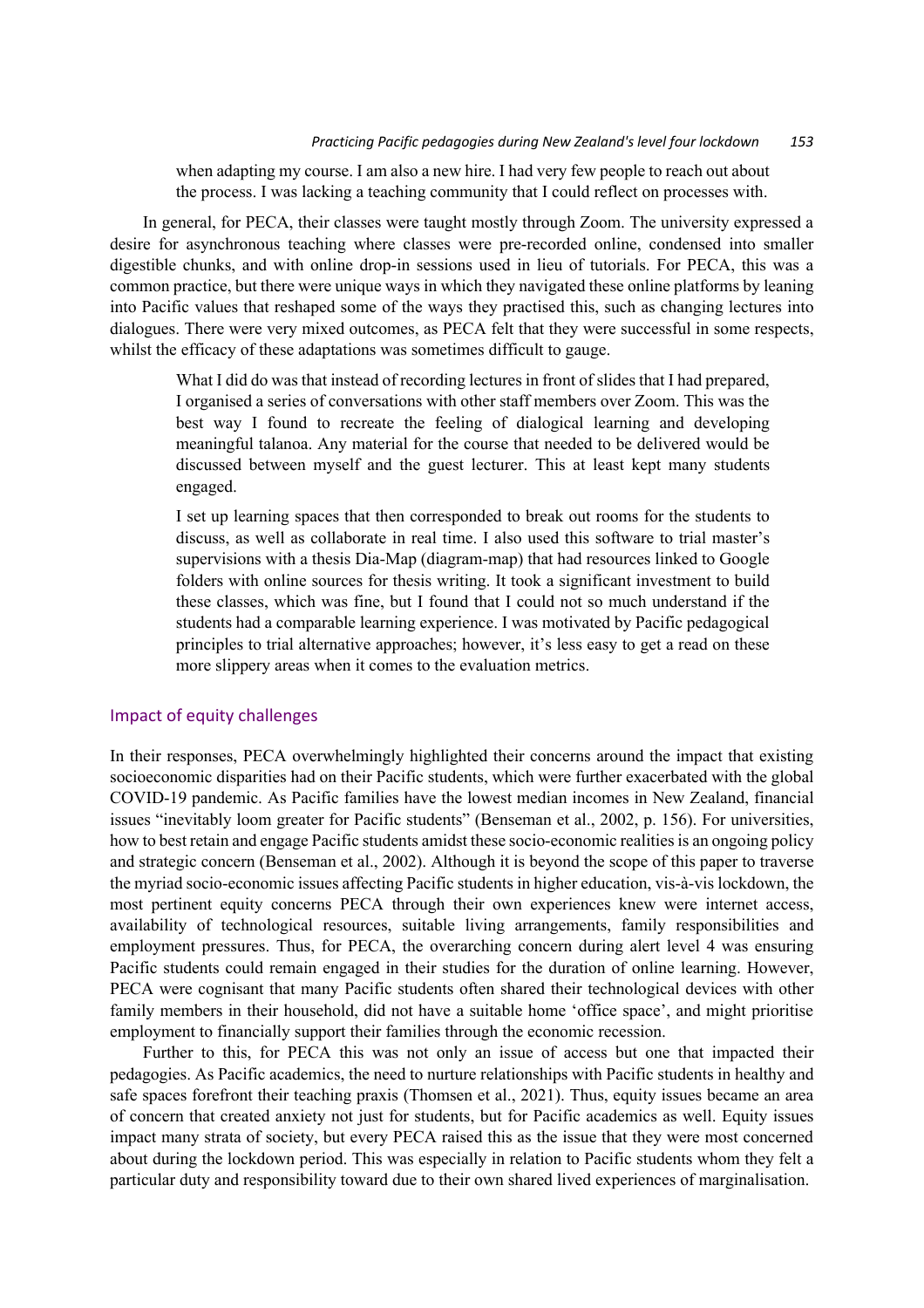> when adapting my course. I am also a new hire. I had very few people to reach out about the process. I was lacking a teaching community that I could reflect on processes with.

In general, for PECA, their classes were taught mostly through Zoom. The university expressed a desire for asynchronous teaching where classes were pre-recorded online, condensed into smaller digestible chunks, and with online drop-in sessions used in lieu of tutorials. For PECA, this was a common practice, but there were unique ways in which they navigated these online platforms by leaning into Pacific values that reshaped some of the ways they practised this, such as changing lectures into dialogues. There were very mixed outcomes, as PECA felt that they were successful in some respects, whilst the efficacy of these adaptations was sometimes difficult to gauge.

> What I did do was that instead of recording lectures in front of slides that I had prepared, I organised a series of conversations with other staff members over Zoom. This was the best way I found to recreate the feeling of dialogical learning and developing meaningful talanoa. Any material for the course that needed to be delivered would be discussed between myself and the guest lecturer. This at least kept many students engaged.
>
> I set up learning spaces that then corresponded to break out rooms for the students to discuss, as well as collaborate in real time. I also used this software to trial master's supervisions with a thesis Dia-Map (diagram-map) that had resources linked to Google folders with online sources for thesis writing. It took a significant investment to build these classes, which was fine, but I found that I could not so much understand if the students had a comparable learning experience. I was motivated by Pacific pedagogical principles to trial alternative approaches; however, it's less easy to get a read on these more slippery areas when it comes to the evaluation metrics.

## Impact of equity challenges

In their responses, PECA overwhelmingly highlighted their concerns around the impact that existing socioeconomic disparities had on their Pacific students, which were further exacerbated with the global COVID-19 pandemic. As Pacific families have the lowest median incomes in New Zealand, financial issues "inevitably loom greater for Pacific students" (Benseman et al., 2002, p. 156). For universities, how to best retain and engage Pacific students amidst these socio-economic realities is an ongoing policy and strategic concern (Benseman et al., 2002). Although it is beyond the scope of this paper to traverse the myriad socio-economic issues affecting Pacific students in higher education, vis-à-vis lockdown, the most pertinent equity concerns PECA through their own experiences knew were internet access, availability of technological resources, suitable living arrangements, family responsibilities and employment pressures. Thus, for PECA, the overarching concern during alert level 4 was ensuring Pacific students could remain engaged in their studies for the duration of online learning. However, PECA were cognisant that many Pacific students often shared their technological devices with other family members in their household, did not have a suitable home 'office space', and might prioritise employment to financially support their families through the economic recession.

Further to this, for PECA this was not only an issue of access but one that impacted their pedagogies. As Pacific academics, the need to nurture relationships with Pacific students in healthy and safe spaces forefront their teaching praxis (Thomsen et al., 2021). Thus, equity issues became an area of concern that created anxiety not just for students, but for Pacific academics as well. Equity issues impact many strata of society, but every PECA raised this as the issue that they were most concerned about during the lockdown period. This was especially in relation to Pacific students whom they felt a particular duty and responsibility toward due to their own shared lived experiences of marginalisation.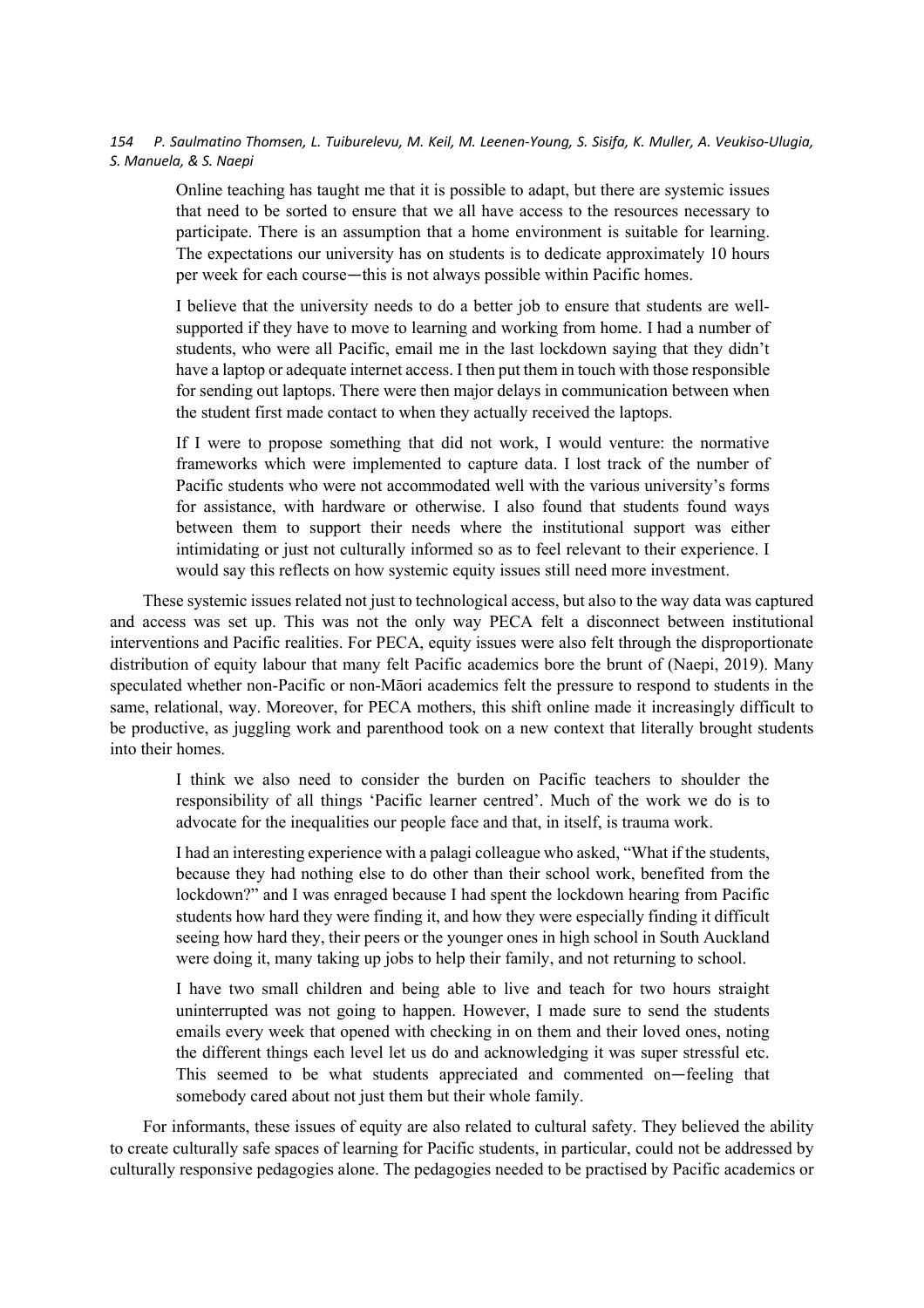> Online teaching has taught me that it is possible to adapt, but there are systemic issues that need to be sorted to ensure that we all have access to the resources necessary to participate. There is an assumption that a home environment is suitable for learning. The expectations our university has on students is to dedicate approximately 10 hours per week for each course—this is not always possible within Pacific homes.
>
> I believe that the university needs to do a better job to ensure that students are well-supported if they have to move to learning and working from home. I had a number of students, who were all Pacific, email me in the last lockdown saying that they didn't have a laptop or adequate internet access. I then put them in touch with those responsible for sending out laptops. There were then major delays in communication between when the student first made contact to when they actually received the laptops.
>
> If I were to propose something that did not work, I would venture: the normative frameworks which were implemented to capture data. I lost track of the number of Pacific students who were not accommodated well with the various university's forms for assistance, with hardware or otherwise. I also found that students found ways between them to support their needs where the institutional support was either intimidating or just not culturally informed so as to feel relevant to their experience. I would say this reflects on how systemic equity issues still need more investment.

These systemic issues related not just to technological access, but also to the way data was captured and access was set up. This was not the only way PECA felt a disconnect between institutional interventions and Pacific realities. For PECA, equity issues were also felt through the disproportionate distribution of equity labour that many felt Pacific academics bore the brunt of (Naepi, 2019). Many speculated whether non-Pacific or non-Māori academics felt the pressure to respond to students in the same, relational, way. Moreover, for PECA mothers, this shift online made it increasingly difficult to be productive, as juggling work and parenthood took on a new context that literally brought students into their homes.

> I think we also need to consider the burden on Pacific teachers to shoulder the responsibility of all things 'Pacific learner centred'. Much of the work we do is to advocate for the inequalities our people face and that, in itself, is trauma work.
>
> I had an interesting experience with a palagi colleague who asked, "What if the students, because they had nothing else to do other than their school work, benefited from the lockdown?" and I was enraged because I had spent the lockdown hearing from Pacific students how hard they were finding it, and how they were especially finding it difficult seeing how hard they, their peers or the younger ones in high school in South Auckland were doing it, many taking up jobs to help their family, and not returning to school.
>
> I have two small children and being able to live and teach for two hours straight uninterrupted was not going to happen. However, I made sure to send the students emails every week that opened with checking in on them and their loved ones, noting the different things each level let us do and acknowledging it was super stressful etc. This seemed to be what students appreciated and commented on—feeling that somebody cared about not just them but their whole family.

For informants, these issues of equity are also related to cultural safety. They believed the ability to create culturally safe spaces of learning for Pacific students, in particular, could not be addressed by culturally responsive pedagogies alone. The pedagogies needed to be practised by Pacific academics or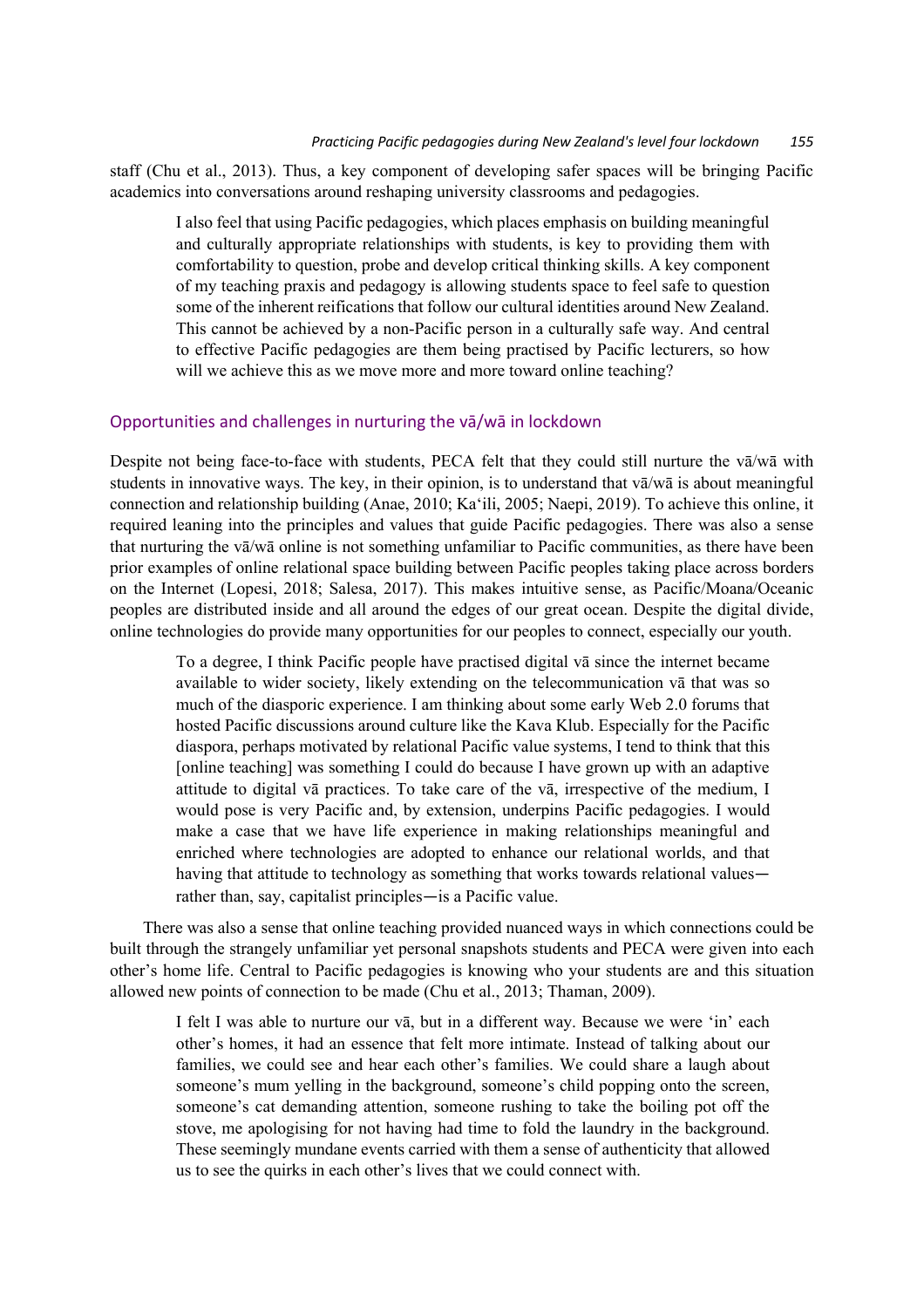staff (Chu et al., 2013). Thus, a key component of developing safer spaces will be bringing Pacific academics into conversations around reshaping university classrooms and pedagogies.

> I also feel that using Pacific pedagogies, which places emphasis on building meaningful and culturally appropriate relationships with students, is key to providing them with comfortability to question, probe and develop critical thinking skills. A key component of my teaching praxis and pedagogy is allowing students space to feel safe to question some of the inherent reifications that follow our cultural identities around New Zealand. This cannot be achieved by a non-Pacific person in a culturally safe way. And central to effective Pacific pedagogies are them being practised by Pacific lecturers, so how will we achieve this as we move more and more toward online teaching?

## Opportunities and challenges in nurturing the vā/wā in lockdown

Despite not being face-to-face with students, PECA felt that they could still nurture the vā/wā with students in innovative ways. The key, in their opinion, is to understand that vā/wā is about meaningful connection and relationship building (Anae, 2010; Ka‘ili, 2005; Naepi, 2019). To achieve this online, it required leaning into the principles and values that guide Pacific pedagogies. There was also a sense that nurturing the vā/wā online is not something unfamiliar to Pacific communities, as there have been prior examples of online relational space building between Pacific peoples taking place across borders on the Internet (Lopesi, 2018; Salesa, 2017). This makes intuitive sense, as Pacific/Moana/Oceanic peoples are distributed inside and all around the edges of our great ocean. Despite the digital divide, online technologies do provide many opportunities for our peoples to connect, especially our youth.

> To a degree, I think Pacific people have practised digital vā since the internet became available to wider society, likely extending on the telecommunication vā that was so much of the diasporic experience. I am thinking about some early Web 2.0 forums that hosted Pacific discussions around culture like the Kava Klub. Especially for the Pacific diaspora, perhaps motivated by relational Pacific value systems, I tend to think that this [online teaching] was something I could do because I have grown up with an adaptive attitude to digital vā practices. To take care of the vā, irrespective of the medium, I would pose is very Pacific and, by extension, underpins Pacific pedagogies. I would make a case that we have life experience in making relationships meaningful and enriched where technologies are adopted to enhance our relational worlds, and that having that attitude to technology as something that works towards relational values—rather than, say, capitalist principles—is a Pacific value.

There was also a sense that online teaching provided nuanced ways in which connections could be built through the strangely unfamiliar yet personal snapshots students and PECA were given into each other's home life. Central to Pacific pedagogies is knowing who your students are and this situation allowed new points of connection to be made (Chu et al., 2013; Thaman, 2009).

> I felt I was able to nurture our vā, but in a different way. Because we were 'in' each other's homes, it had an essence that felt more intimate. Instead of talking about our families, we could see and hear each other's families. We could share a laugh about someone's mum yelling in the background, someone's child popping onto the screen, someone's cat demanding attention, someone rushing to take the boiling pot off the stove, me apologising for not having had time to fold the laundry in the background. These seemingly mundane events carried with them a sense of authenticity that allowed us to see the quirks in each other's lives that we could connect with.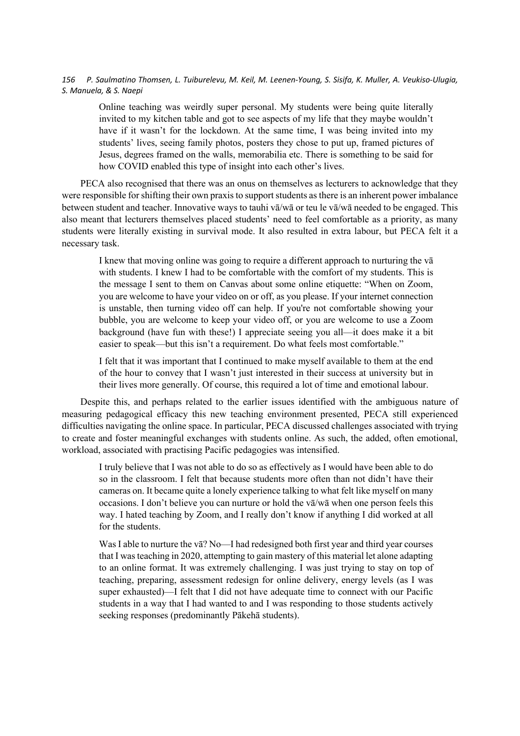> Online teaching was weirdly super personal. My students were being quite literally invited to my kitchen table and got to see aspects of my life that they maybe wouldn't have if it wasn't for the lockdown. At the same time, I was being invited into my students' lives, seeing family photos, posters they chose to put up, framed pictures of Jesus, degrees framed on the walls, memorabilia etc. There is something to be said for how COVID enabled this type of insight into each other's lives.

PECA also recognised that there was an onus on themselves as lecturers to acknowledge that they were responsible for shifting their own praxis to support students as there is an inherent power imbalance between student and teacher. Innovative ways to tauhi vā/wā or teu le vā/wā needed to be engaged. This also meant that lecturers themselves placed students' need to feel comfortable as a priority, as many students were literally existing in survival mode. It also resulted in extra labour, but PECA felt it a necessary task.

> I knew that moving online was going to require a different approach to nurturing the vā with students. I knew I had to be comfortable with the comfort of my students. This is the message I sent to them on Canvas about some online etiquette: "When on Zoom, you are welcome to have your video on or off, as you please. If your internet connection is unstable, then turning video off can help. If you're not comfortable showing your bubble, you are welcome to keep your video off, or you are welcome to use a Zoom background (have fun with these!) I appreciate seeing you all—it does make it a bit easier to speak—but this isn't a requirement. Do what feels most comfortable."
>
> I felt that it was important that I continued to make myself available to them at the end of the hour to convey that I wasn't just interested in their success at university but in their lives more generally. Of course, this required a lot of time and emotional labour.

Despite this, and perhaps related to the earlier issues identified with the ambiguous nature of measuring pedagogical efficacy this new teaching environment presented, PECA still experienced difficulties navigating the online space. In particular, PECA discussed challenges associated with trying to create and foster meaningful exchanges with students online. As such, the added, often emotional, workload, associated with practising Pacific pedagogies was intensified.

> I truly believe that I was not able to do so as effectively as I would have been able to do so in the classroom. I felt that because students more often than not didn't have their cameras on. It became quite a lonely experience talking to what felt like myself on many occasions. I don't believe you can nurture or hold the vā/wā when one person feels this way. I hated teaching by Zoom, and I really don't know if anything I did worked at all for the students.
>
> Was I able to nurture the vā? No—I had redesigned both first year and third year courses that I was teaching in 2020, attempting to gain mastery of this material let alone adapting to an online format. It was extremely challenging. I was just trying to stay on top of teaching, preparing, assessment redesign for online delivery, energy levels (as I was super exhausted)—I felt that I did not have adequate time to connect with our Pacific students in a way that I had wanted to and I was responding to those students actively seeking responses (predominantly Pākehā students).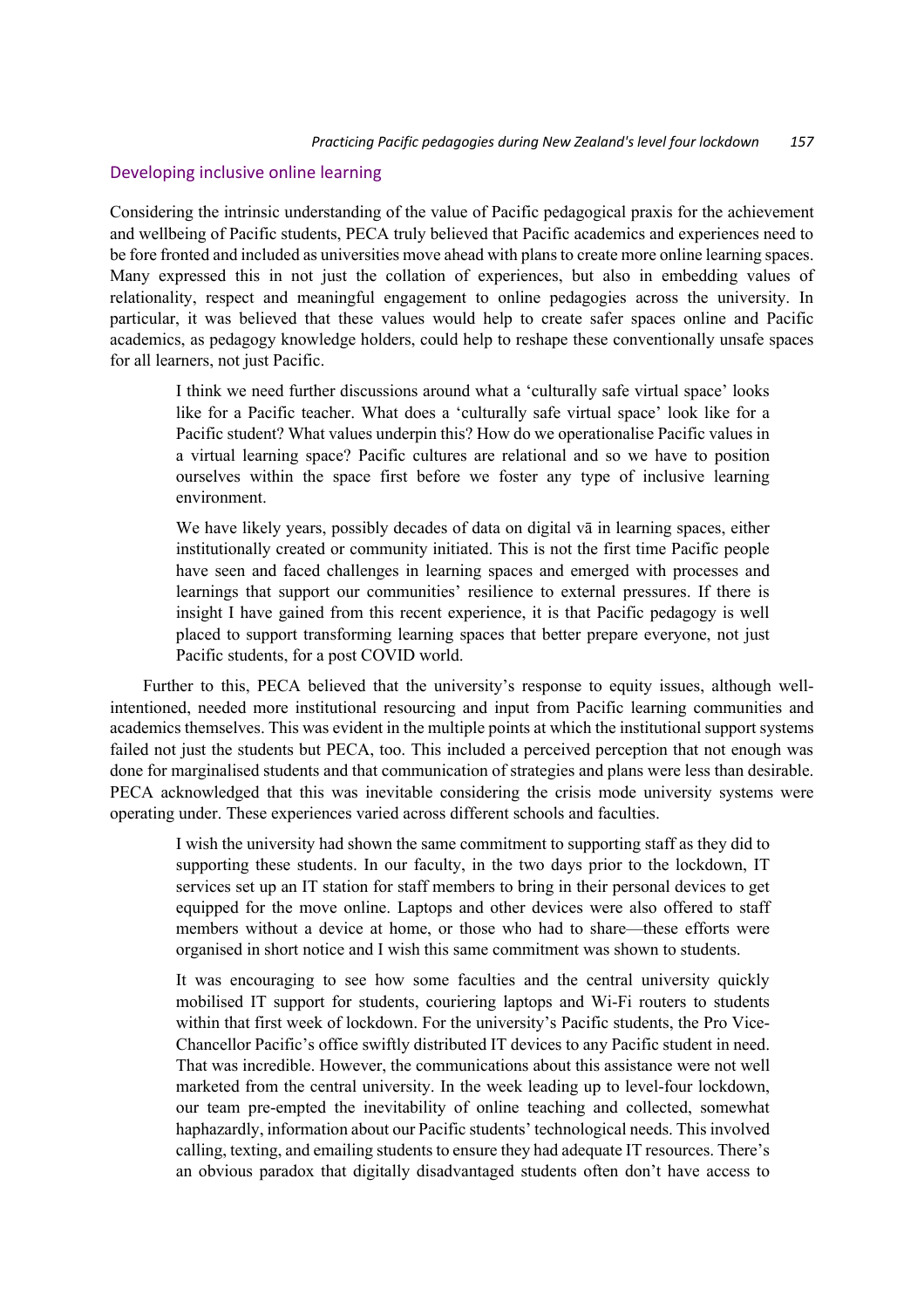## Developing inclusive online learning

Considering the intrinsic understanding of the value of Pacific pedagogical praxis for the achievement and wellbeing of Pacific students, PECA truly believed that Pacific academics and experiences need to be fore fronted and included as universities move ahead with plans to create more online learning spaces. Many expressed this in not just the collation of experiences, but also in embedding values of relationality, respect and meaningful engagement to online pedagogies across the university. In particular, it was believed that these values would help to create safer spaces online and Pacific academics, as pedagogy knowledge holders, could help to reshape these conventionally unsafe spaces for all learners, not just Pacific.

> I think we need further discussions around what a 'culturally safe virtual space' looks like for a Pacific teacher. What does a 'culturally safe virtual space' look like for a Pacific student? What values underpin this? How do we operationalise Pacific values in a virtual learning space? Pacific cultures are relational and so we have to position ourselves within the space first before we foster any type of inclusive learning environment.
>
> We have likely years, possibly decades of data on digital vā in learning spaces, either institutionally created or community initiated. This is not the first time Pacific people have seen and faced challenges in learning spaces and emerged with processes and learnings that support our communities' resilience to external pressures. If there is insight I have gained from this recent experience, it is that Pacific pedagogy is well placed to support transforming learning spaces that better prepare everyone, not just Pacific students, for a post COVID world.

Further to this, PECA believed that the university's response to equity issues, although well-intentioned, needed more institutional resourcing and input from Pacific learning communities and academics themselves. This was evident in the multiple points at which the institutional support systems failed not just the students but PECA, too. This included a perceived perception that not enough was done for marginalised students and that communication of strategies and plans were less than desirable. PECA acknowledged that this was inevitable considering the crisis mode university systems were operating under. These experiences varied across different schools and faculties.

> I wish the university had shown the same commitment to supporting staff as they did to supporting these students. In our faculty, in the two days prior to the lockdown, IT services set up an IT station for staff members to bring in their personal devices to get equipped for the move online. Laptops and other devices were also offered to staff members without a device at home, or those who had to share—these efforts were organised in short notice and I wish this same commitment was shown to students.
>
> It was encouraging to see how some faculties and the central university quickly mobilised IT support for students, couriering laptops and Wi-Fi routers to students within that first week of lockdown. For the university's Pacific students, the Pro Vice-Chancellor Pacific's office swiftly distributed IT devices to any Pacific student in need. That was incredible. However, the communications about this assistance were not well marketed from the central university. In the week leading up to level-four lockdown, our team pre-empted the inevitability of online teaching and collected, somewhat haphazardly, information about our Pacific students' technological needs. This involved calling, texting, and emailing students to ensure they had adequate IT resources. There's an obvious paradox that digitally disadvantaged students often don't have access to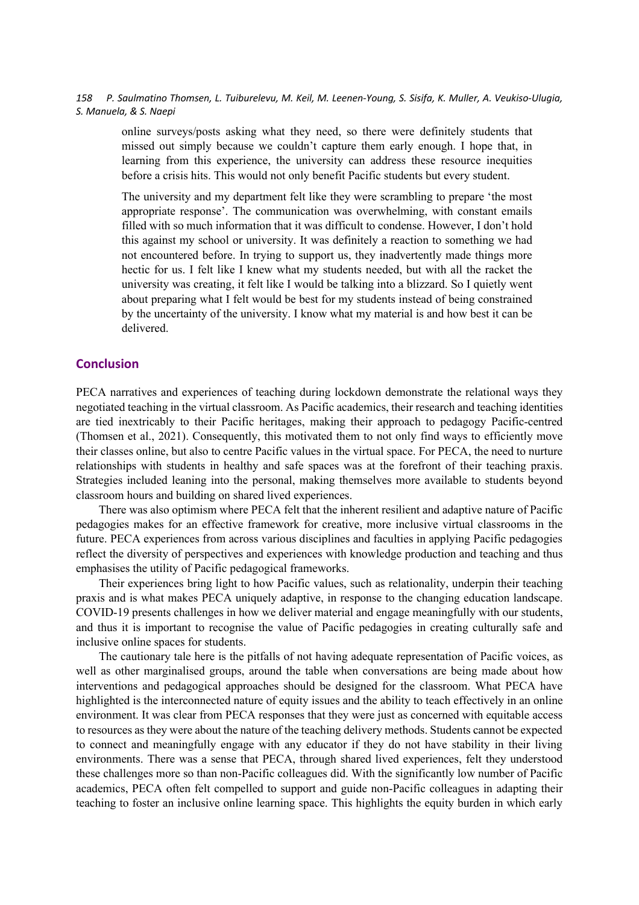> online surveys/posts asking what they need, so there were definitely students that missed out simply because we couldn't capture them early enough. I hope that, in learning from this experience, the university can address these resource inequities before a crisis hits. This would not only benefit Pacific students but every student.
>
> The university and my department felt like they were scrambling to prepare 'the most appropriate response'. The communication was overwhelming, with constant emails filled with so much information that it was difficult to condense. However, I don't hold this against my school or university. It was definitely a reaction to something we had not encountered before. In trying to support us, they inadvertently made things more hectic for us. I felt like I knew what my students needed, but with all the racket the university was creating, it felt like I would be talking into a blizzard. So I quietly went about preparing what I felt would be best for my students instead of being constrained by the uncertainty of the university. I know what my material is and how best it can be delivered.

## Conclusion

PECA narratives and experiences of teaching during lockdown demonstrate the relational ways they negotiated teaching in the virtual classroom. As Pacific academics, their research and teaching identities are tied inextricably to their Pacific heritages, making their approach to pedagogy Pacific-centred (Thomsen et al., 2021). Consequently, this motivated them to not only find ways to efficiently move their classes online, but also to centre Pacific values in the virtual space. For PECA, the need to nurture relationships with students in healthy and safe spaces was at the forefront of their teaching praxis. Strategies included leaning into the personal, making themselves more available to students beyond classroom hours and building on shared lived experiences.

There was also optimism where PECA felt that the inherent resilient and adaptive nature of Pacific pedagogies makes for an effective framework for creative, more inclusive virtual classrooms in the future. PECA experiences from across various disciplines and faculties in applying Pacific pedagogies reflect the diversity of perspectives and experiences with knowledge production and teaching and thus emphasises the utility of Pacific pedagogical frameworks.

Their experiences bring light to how Pacific values, such as relationality, underpin their teaching praxis and is what makes PECA uniquely adaptive, in response to the changing education landscape. COVID-19 presents challenges in how we deliver material and engage meaningfully with our students, and thus it is important to recognise the value of Pacific pedagogies in creating culturally safe and inclusive online spaces for students.

The cautionary tale here is the pitfalls of not having adequate representation of Pacific voices, as well as other marginalised groups, around the table when conversations are being made about how interventions and pedagogical approaches should be designed for the classroom. What PECA have highlighted is the interconnected nature of equity issues and the ability to teach effectively in an online environment. It was clear from PECA responses that they were just as concerned with equitable access to resources as they were about the nature of the teaching delivery methods. Students cannot be expected to connect and meaningfully engage with any educator if they do not have stability in their living environments. There was a sense that PECA, through shared lived experiences, felt they understood these challenges more so than non-Pacific colleagues did. With the significantly low number of Pacific academics, PECA often felt compelled to support and guide non-Pacific colleagues in adapting their teaching to foster an inclusive online learning space. This highlights the equity burden in which early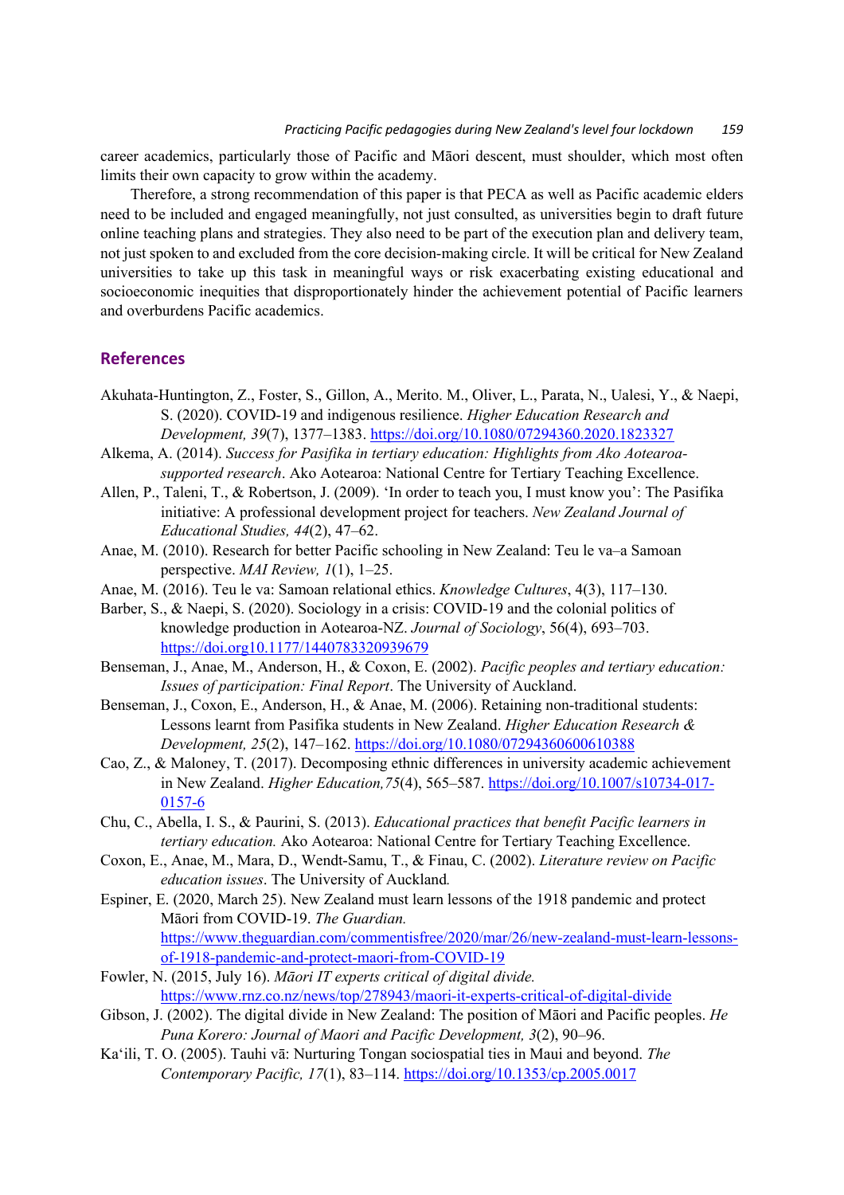career academics, particularly those of Pacific and Māori descent, must shoulder, which most often limits their own capacity to grow within the academy.

Therefore, a strong recommendation of this paper is that PECA as well as Pacific academic elders need to be included and engaged meaningfully, not just consulted, as universities begin to draft future online teaching plans and strategies. They also need to be part of the execution plan and delivery team, not just spoken to and excluded from the core decision-making circle. It will be critical for New Zealand universities to take up this task in meaningful ways or risk exacerbating existing educational and socioeconomic inequities that disproportionately hinder the achievement potential of Pacific learners and overburdens Pacific academics.

## References

Akuhata-Huntington, Z., Foster, S., Gillon, A., Merito. M., Oliver, L., Parata, N., Ualesi, Y., & Naepi, S. (2020). COVID-19 and indigenous resilience. *Higher Education Research and Development, 39*(7), 1377–1383. https://doi.org/10.1080/07294360.2020.1823327

Alkema, A. (2014). *Success for Pasifika in tertiary education: Highlights from Ako Aotearoa-supported research*. Ako Aotearoa: National Centre for Tertiary Teaching Excellence.

Allen, P., Taleni, T., & Robertson, J. (2009). 'In order to teach you, I must know you': The Pasifika initiative: A professional development project for teachers. *New Zealand Journal of Educational Studies, 44*(2), 47–62.

Anae, M. (2010). Research for better Pacific schooling in New Zealand: Teu le va–a Samoan perspective. *MAI Review, 1*(1), 1–25.

Anae, M. (2016). Teu le va: Samoan relational ethics. *Knowledge Cultures*, 4(3), 117–130.

Barber, S., & Naepi, S. (2020). Sociology in a crisis: COVID-19 and the colonial politics of knowledge production in Aotearoa-NZ. *Journal of Sociology*, 56(4), 693–703. https://doi.org10.1177/1440783320939679

Benseman, J., Anae, M., Anderson, H., & Coxon, E. (2002). *Pacific peoples and tertiary education: Issues of participation: Final Report*. The University of Auckland.

Benseman, J., Coxon, E., Anderson, H., & Anae, M. (2006). Retaining non-traditional students: Lessons learnt from Pasifika students in New Zealand. *Higher Education Research & Development, 25*(2), 147–162. https://doi.org/10.1080/07294360600610388

Cao, Z., & Maloney, T. (2017). Decomposing ethnic differences in university academic achievement in New Zealand. *Higher Education,75*(4), 565–587. https://doi.org/10.1007/s10734-017-0157-6

Chu, C., Abella, I. S., & Paurini, S. (2013). *Educational practices that benefit Pacific learners in tertiary education.* Ako Aotearoa: National Centre for Tertiary Teaching Excellence.

Coxon, E., Anae, M., Mara, D., Wendt-Samu, T., & Finau, C. (2002). *Literature review on Pacific education issues*. The University of Auckland*.*

Espiner, E. (2020, March 25). New Zealand must learn lessons of the 1918 pandemic and protect Māori from COVID-19. *The Guardian.* https://www.theguardian.com/commentisfree/2020/mar/26/new-zealand-must-learn-lessons-of-1918-pandemic-and-protect-maori-from-COVID-19

Fowler, N. (2015, July 16). *Māori IT experts critical of digital divide.* https://www.rnz.co.nz/news/top/278943/maori-it-experts-critical-of-digital-divide

Gibson, J. (2002). The digital divide in New Zealand: The position of Māori and Pacific peoples. *He Puna Korero: Journal of Maori and Pacific Development, 3*(2), 90–96.

Ka'ili, T. O. (2005). Tauhi vā: Nurturing Tongan sociospatial ties in Maui and beyond. *The Contemporary Pacific, 17*(1), 83–114. https://doi.org/10.1353/cp.2005.0017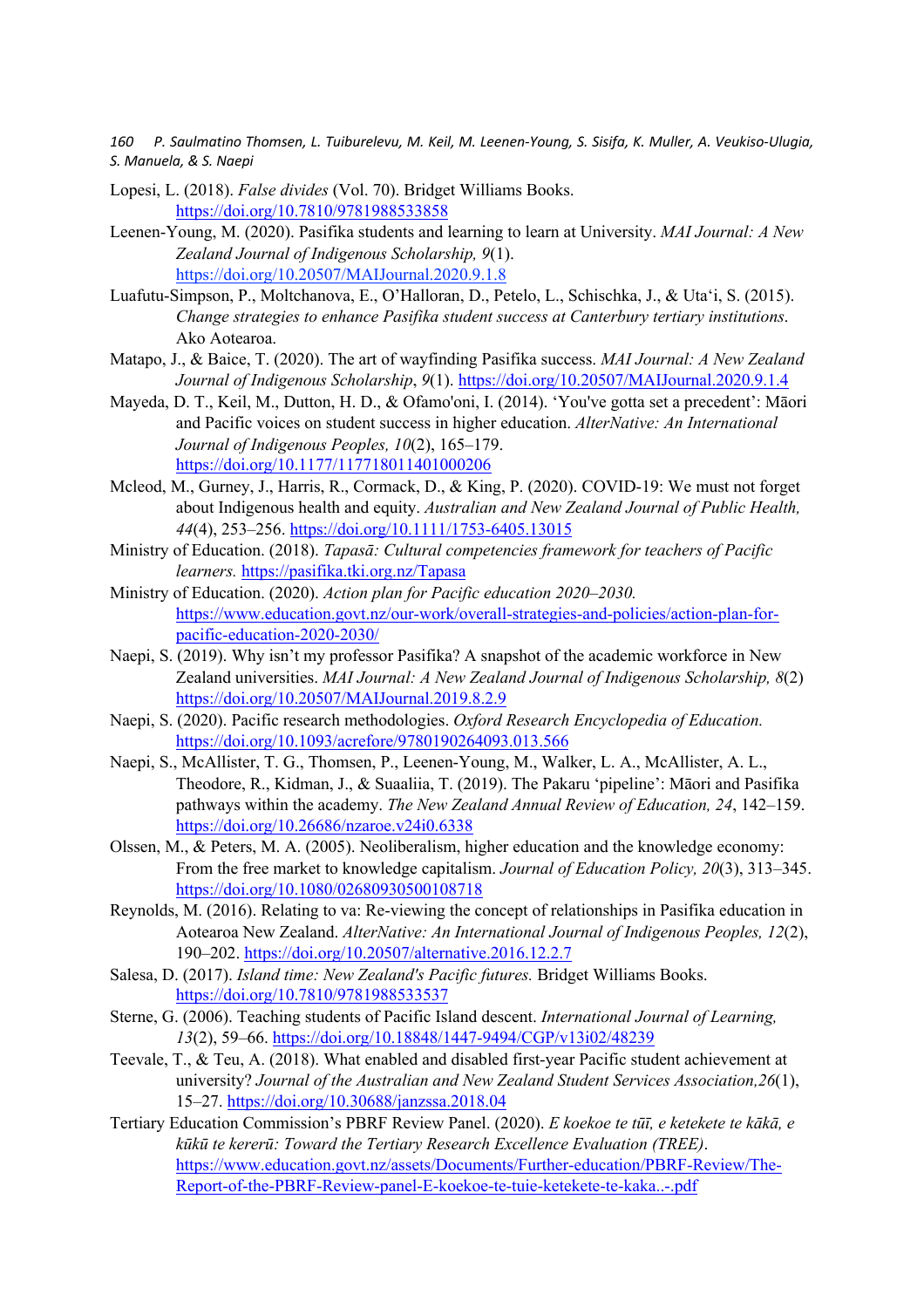Lopesi, L. (2018). *False divides* (Vol. 70). Bridget Williams Books. https://doi.org/10.7810/9781988533858

Leenen-Young, M. (2020). Pasifika students and learning to learn at University. *MAI Journal: A New Zealand Journal of Indigenous Scholarship, 9*(1). https://doi.org/10.20507/MAIJournal.2020.9.1.8

Luafutu-Simpson, P., Moltchanova, E., O'Halloran, D., Petelo, L., Schischka, J., & Uta'i, S. (2015). *Change strategies to enhance Pasifika student success at Canterbury tertiary institutions*. Ako Aotearoa.

Matapo, J., & Baice, T. (2020). The art of wayfinding Pasifika success. *MAI Journal: A New Zealand Journal of Indigenous Scholarship*, *9*(1). https://doi.org/10.20507/MAIJournal.2020.9.1.4

Mayeda, D. T., Keil, M., Dutton, H. D., & Ofamo'oni, I. (2014). 'You've gotta set a precedent': Māori and Pacific voices on student success in higher education. *AlterNative: An International Journal of Indigenous Peoples, 10*(2), 165–179. https://doi.org/10.1177/117718011401000206

Mcleod, M., Gurney, J., Harris, R., Cormack, D., & King, P. (2020). COVID-19: We must not forget about Indigenous health and equity. *Australian and New Zealand Journal of Public Health, 44*(4), 253–256. https://doi.org/10.1111/1753-6405.13015

Ministry of Education. (2018). *Tapasā: Cultural competencies framework for teachers of Pacific learners.* https://pasifika.tki.org.nz/Tapasa

Ministry of Education. (2020). *Action plan for Pacific education 2020–2030.* https://www.education.govt.nz/our-work/overall-strategies-and-policies/action-plan-for-pacific-education-2020-2030/

Naepi, S. (2019). Why isn't my professor Pasifika? A snapshot of the academic workforce in New Zealand universities. *MAI Journal: A New Zealand Journal of Indigenous Scholarship, 8*(2) https://doi.org/10.20507/MAIJournal.2019.8.2.9

Naepi, S. (2020). Pacific research methodologies. *Oxford Research Encyclopedia of Education.* https://doi.org/10.1093/acrefore/9780190264093.013.566

Naepi, S., McAllister, T. G., Thomsen, P., Leenen-Young, M., Walker, L. A., McAllister, A. L., Theodore, R., Kidman, J., & Suaaliia, T. (2019). The Pakaru 'pipeline': Māori and Pasifika pathways within the academy. *The New Zealand Annual Review of Education, 24*, 142–159. https://doi.org/10.26686/nzaroe.v24i0.6338

Olssen, M., & Peters, M. A. (2005). Neoliberalism, higher education and the knowledge economy: From the free market to knowledge capitalism. *Journal of Education Policy, 20*(3), 313–345. https://doi.org/10.1080/02680930500108718

Reynolds, M. (2016). Relating to va: Re-viewing the concept of relationships in Pasifika education in Aotearoa New Zealand. *AlterNative: An International Journal of Indigenous Peoples, 12*(2), 190–202. https://doi.org/10.20507/alternative.2016.12.2.7

Salesa, D. (2017). *Island time: New Zealand's Pacific futures.* Bridget Williams Books. https://doi.org/10.7810/9781988533537

Sterne, G. (2006). Teaching students of Pacific Island descent. *International Journal of Learning, 13*(2), 59–66. https://doi.org/10.18848/1447-9494/CGP/v13i02/48239

Teevale, T., & Teu, A. (2018). What enabled and disabled first-year Pacific student achievement at university? *Journal of the Australian and New Zealand Student Services Association,26*(1), 15–27. https://doi.org/10.30688/janzssa.2018.04

Tertiary Education Commission's PBRF Review Panel. (2020). *E koekoe te tūī, e ketekete te kākā, e kūkū te kererū: Toward the Tertiary Research Excellence Evaluation (TREE)*. https://www.education.govt.nz/assets/Documents/Further-education/PBRF-Review/The-Report-of-the-PBRF-Review-panel-E-koekoe-te-tuie-ketekete-te-kaka..-.pdf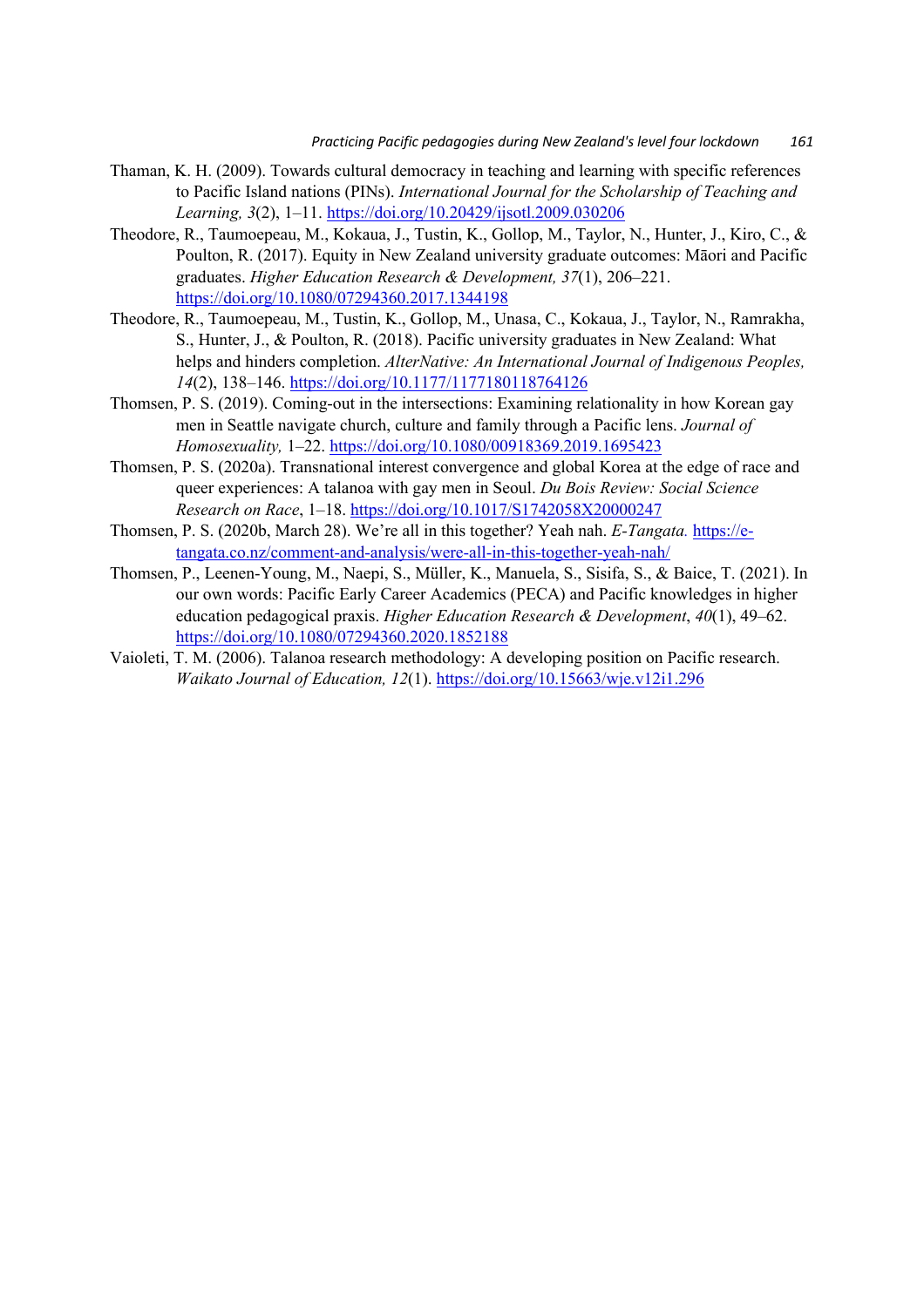Thaman, K. H. (2009). Towards cultural democracy in teaching and learning with specific references to Pacific Island nations (PINs). *International Journal for the Scholarship of Teaching and Learning, 3*(2), 1–11. https://doi.org/10.20429/ijsotl.2009.030206

Theodore, R., Taumoepeau, M., Kokaua, J., Tustin, K., Gollop, M., Taylor, N., Hunter, J., Kiro, C., & Poulton, R. (2017). Equity in New Zealand university graduate outcomes: Māori and Pacific graduates. *Higher Education Research & Development, 37*(1), 206–221. https://doi.org/10.1080/07294360.2017.1344198

Theodore, R., Taumoepeau, M., Tustin, K., Gollop, M., Unasa, C., Kokaua, J., Taylor, N., Ramrakha, S., Hunter, J., & Poulton, R. (2018). Pacific university graduates in New Zealand: What helps and hinders completion. *AlterNative: An International Journal of Indigenous Peoples, 14*(2), 138–146. https://doi.org/10.1177/1177180118764126

Thomsen, P. S. (2019). Coming-out in the intersections: Examining relationality in how Korean gay men in Seattle navigate church, culture and family through a Pacific lens. *Journal of Homosexuality,* 1–22. https://doi.org/10.1080/00918369.2019.1695423

Thomsen, P. S. (2020a). Transnational interest convergence and global Korea at the edge of race and queer experiences: A talanoa with gay men in Seoul. *Du Bois Review: Social Science Research on Race*, 1–18. https://doi.org/10.1017/S1742058X20000247

Thomsen, P. S. (2020b, March 28). We're all in this together? Yeah nah. *E-Tangata.* https://e-tangata.co.nz/comment-and-analysis/were-all-in-this-together-yeah-nah/

Thomsen, P., Leenen-Young, M., Naepi, S., Müller, K., Manuela, S., Sisifa, S., & Baice, T. (2021). In our own words: Pacific Early Career Academics (PECA) and Pacific knowledges in higher education pedagogical praxis. *Higher Education Research & Development*, *40*(1), 49–62. https://doi.org/10.1080/07294360.2020.1852188

Vaioleti, T. M. (2006). Talanoa research methodology: A developing position on Pacific research. *Waikato Journal of Education, 12*(1). https://doi.org/10.15663/wje.v12i1.296